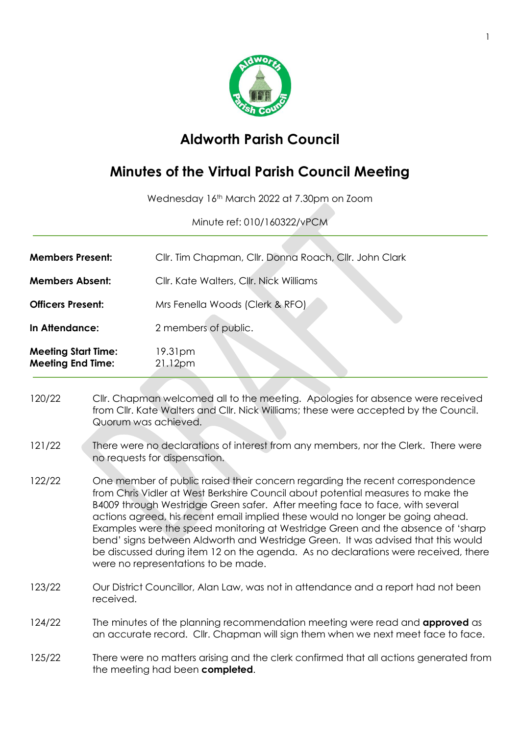# Aldworth Parish Council

## Minutes of the Virtual Parish Council Meeting

Wednesday 16th March 2022 at 7.30pm on Zoom

Minute ref: 010/160322/vPCM

| | |
|---|---|
| **Members Present:** | Cllr. Tim Chapman, Cllr. Donna Roach, Cllr. John Clark |
| **Members Absent:** | Cllr. Kate Walters, Cllr. Nick Williams |
| **Officers Present:** | Mrs Fenella Woods (Clerk & RFO) |
| **In Attendance:** | 2 members of public. |
| **Meeting Start Time:**<br>**Meeting End Time:** | 19.31pm<br>21.12pm |

120/22 Cllr. Chapman welcomed all to the meeting. Apologies for absence were received from Cllr. Kate Walters and Cllr. Nick Williams; these were accepted by the Council. Quorum was achieved.

121/22 There were no declarations of interest from any members, nor the Clerk. There were no requests for dispensation.

122/22 One member of public raised their concern regarding the recent correspondence from Chris Vidler at West Berkshire Council about potential measures to make the B4009 through Westridge Green safer. After meeting face to face, with several actions agreed, his recent email implied these would no longer be going ahead. Examples were the speed monitoring at Westridge Green and the absence of 'sharp bend' signs between Aldworth and Westridge Green. It was advised that this would be discussed during item 12 on the agenda. As no declarations were received, there were no representations to be made.

123/22 Our District Councillor, Alan Law, was not in attendance and a report had not been received.

124/22 The minutes of the planning recommendation meeting were read and **approved** as an accurate record. Cllr. Chapman will sign them when we next meet face to face.

125/22 There were no matters arising and the clerk confirmed that all actions generated from the meeting had been **completed**.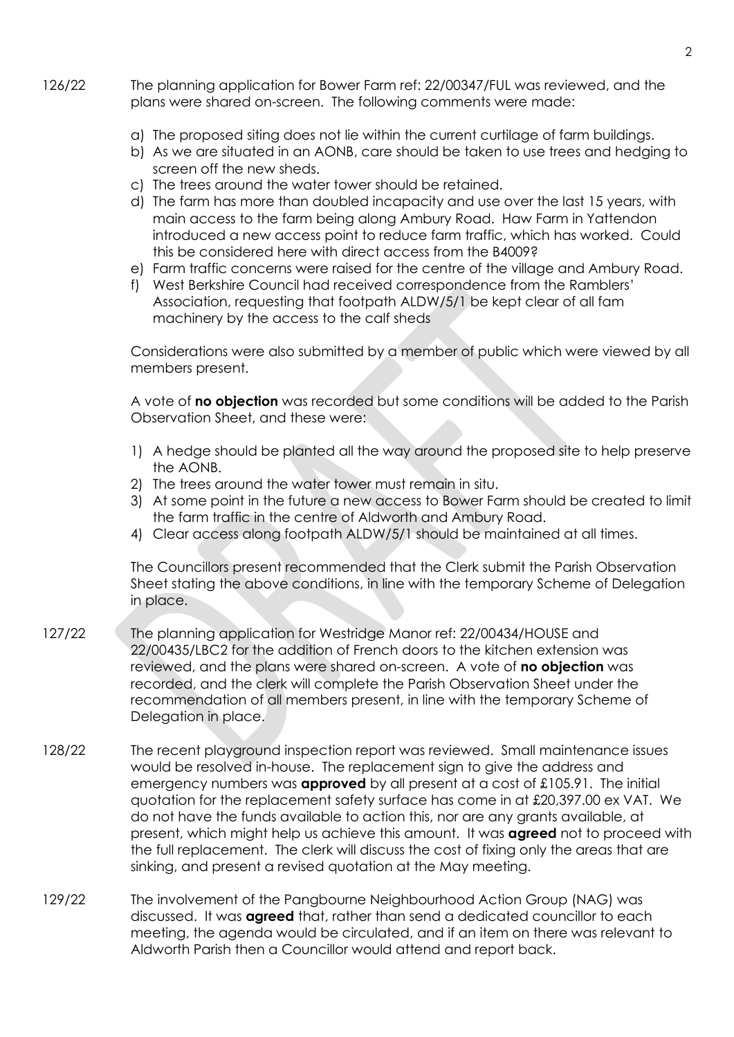126/22 The planning application for Bower Farm ref: 22/00347/FUL was reviewed, and the plans were shared on-screen. The following comments were made:

a) The proposed siting does not lie within the current curtilage of farm buildings.
b) As we are situated in an AONB, care should be taken to use trees and hedging to screen off the new sheds.
c) The trees around the water tower should be retained.
d) The farm has more than doubled incapacity and use over the last 15 years, with main access to the farm being along Ambury Road. Haw Farm in Yattendon introduced a new access point to reduce farm traffic, which has worked. Could this be considered here with direct access from the B4009?
e) Farm traffic concerns were raised for the centre of the village and Ambury Road.
f) West Berkshire Council had received correspondence from the Ramblers' Association, requesting that footpath ALDW/5/1 be kept clear of all fam machinery by the access to the calf sheds

Considerations were also submitted by a member of public which were viewed by all members present.

A vote of **no objection** was recorded but some conditions will be added to the Parish Observation Sheet, and these were:

1) A hedge should be planted all the way around the proposed site to help preserve the AONB.
2) The trees around the water tower must remain in situ.
3) At some point in the future a new access to Bower Farm should be created to limit the farm traffic in the centre of Aldworth and Ambury Road.
4) Clear access along footpath ALDW/5/1 should be maintained at all times.

The Councillors present recommended that the Clerk submit the Parish Observation Sheet stating the above conditions, in line with the temporary Scheme of Delegation in place.

127/22 The planning application for Westridge Manor ref: 22/00434/HOUSE and 22/00435/LBC2 for the addition of French doors to the kitchen extension was reviewed, and the plans were shared on-screen. A vote of **no objection** was recorded, and the clerk will complete the Parish Observation Sheet under the recommendation of all members present, in line with the temporary Scheme of Delegation in place.

128/22 The recent playground inspection report was reviewed. Small maintenance issues would be resolved in-house. The replacement sign to give the address and emergency numbers was **approved** by all present at a cost of £105.91. The initial quotation for the replacement safety surface has come in at £20,397.00 ex VAT. We do not have the funds available to action this, nor are any grants available, at present, which might help us achieve this amount. It was **agreed** not to proceed with the full replacement. The clerk will discuss the cost of fixing only the areas that are sinking, and present a revised quotation at the May meeting.

129/22 The involvement of the Pangbourne Neighbourhood Action Group (NAG) was discussed. It was **agreed** that, rather than send a dedicated councillor to each meeting, the agenda would be circulated, and if an item on there was relevant to Aldworth Parish then a Councillor would attend and report back.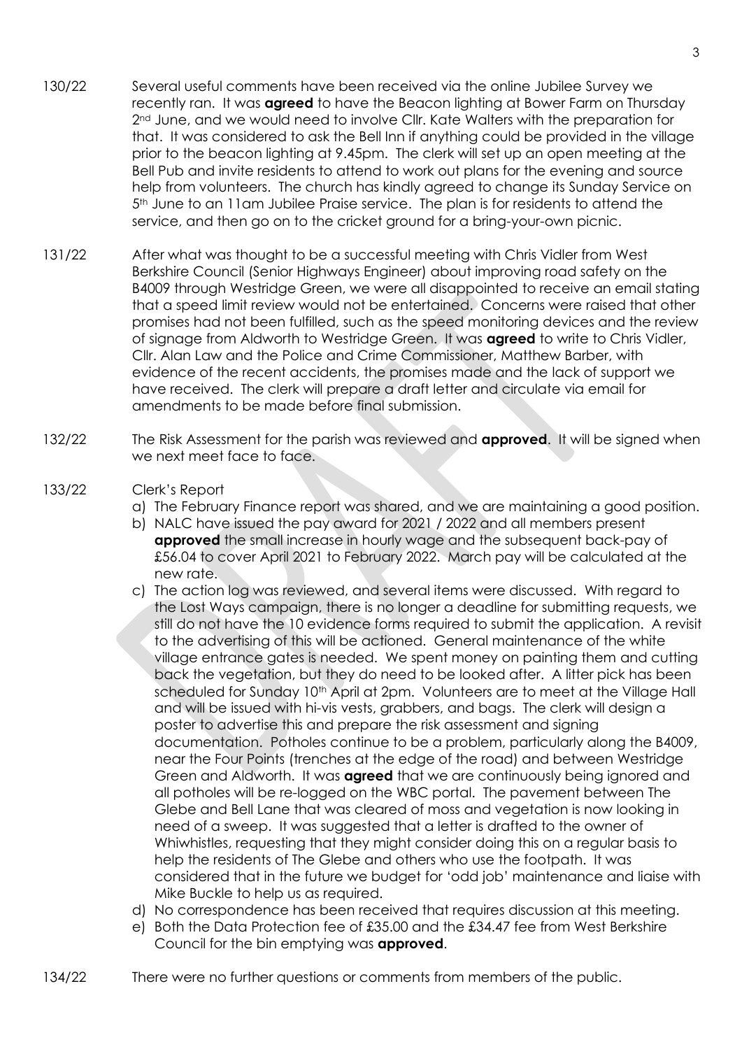130/22 Several useful comments have been received via the online Jubilee Survey we recently ran. It was **agreed** to have the Beacon lighting at Bower Farm on Thursday 2nd June, and we would need to involve Cllr. Kate Walters with the preparation for that. It was considered to ask the Bell Inn if anything could be provided in the village prior to the beacon lighting at 9.45pm. The clerk will set up an open meeting at the Bell Pub and invite residents to attend to work out plans for the evening and source help from volunteers. The church has kindly agreed to change its Sunday Service on 5th June to an 11am Jubilee Praise service. The plan is for residents to attend the service, and then go on to the cricket ground for a bring-your-own picnic.

131/22 After what was thought to be a successful meeting with Chris Vidler from West Berkshire Council (Senior Highways Engineer) about improving road safety on the B4009 through Westridge Green, we were all disappointed to receive an email stating that a speed limit review would not be entertained. Concerns were raised that other promises had not been fulfilled, such as the speed monitoring devices and the review of signage from Aldworth to Westridge Green. It was **agreed** to write to Chris Vidler, Cllr. Alan Law and the Police and Crime Commissioner, Matthew Barber, with evidence of the recent accidents, the promises made and the lack of support we have received. The clerk will prepare a draft letter and circulate via email for amendments to be made before final submission.

132/22 The Risk Assessment for the parish was reviewed and **approved**. It will be signed when we next meet face to face.

133/22 Clerk's Report

a) The February Finance report was shared, and we are maintaining a good position.
b) NALC have issued the pay award for 2021 / 2022 and all members present **approved** the small increase in hourly wage and the subsequent back-pay of £56.04 to cover April 2021 to February 2022. March pay will be calculated at the new rate.
c) The action log was reviewed, and several items were discussed. With regard to the Lost Ways campaign, there is no longer a deadline for submitting requests, we still do not have the 10 evidence forms required to submit the application. A revisit to the advertising of this will be actioned. General maintenance of the white village entrance gates is needed. We spent money on painting them and cutting back the vegetation, but they do need to be looked after. A litter pick has been scheduled for Sunday 10th April at 2pm. Volunteers are to meet at the Village Hall and will be issued with hi-vis vests, grabbers, and bags. The clerk will design a poster to advertise this and prepare the risk assessment and signing documentation. Potholes continue to be a problem, particularly along the B4009, near the Four Points (trenches at the edge of the road) and between Westridge Green and Aldworth. It was **agreed** that we are continuously being ignored and all potholes will be re-logged on the WBC portal. The pavement between The Glebe and Bell Lane that was cleared of moss and vegetation is now looking in need of a sweep. It was suggested that a letter is drafted to the owner of Whiwhistles, requesting that they might consider doing this on a regular basis to help the residents of The Glebe and others who use the footpath. It was considered that in the future we budget for 'odd job' maintenance and liaise with Mike Buckle to help us as required.
d) No correspondence has been received that requires discussion at this meeting.
e) Both the Data Protection fee of £35.00 and the £34.47 fee from West Berkshire Council for the bin emptying was **approved**.

134/22 There were no further questions or comments from members of the public.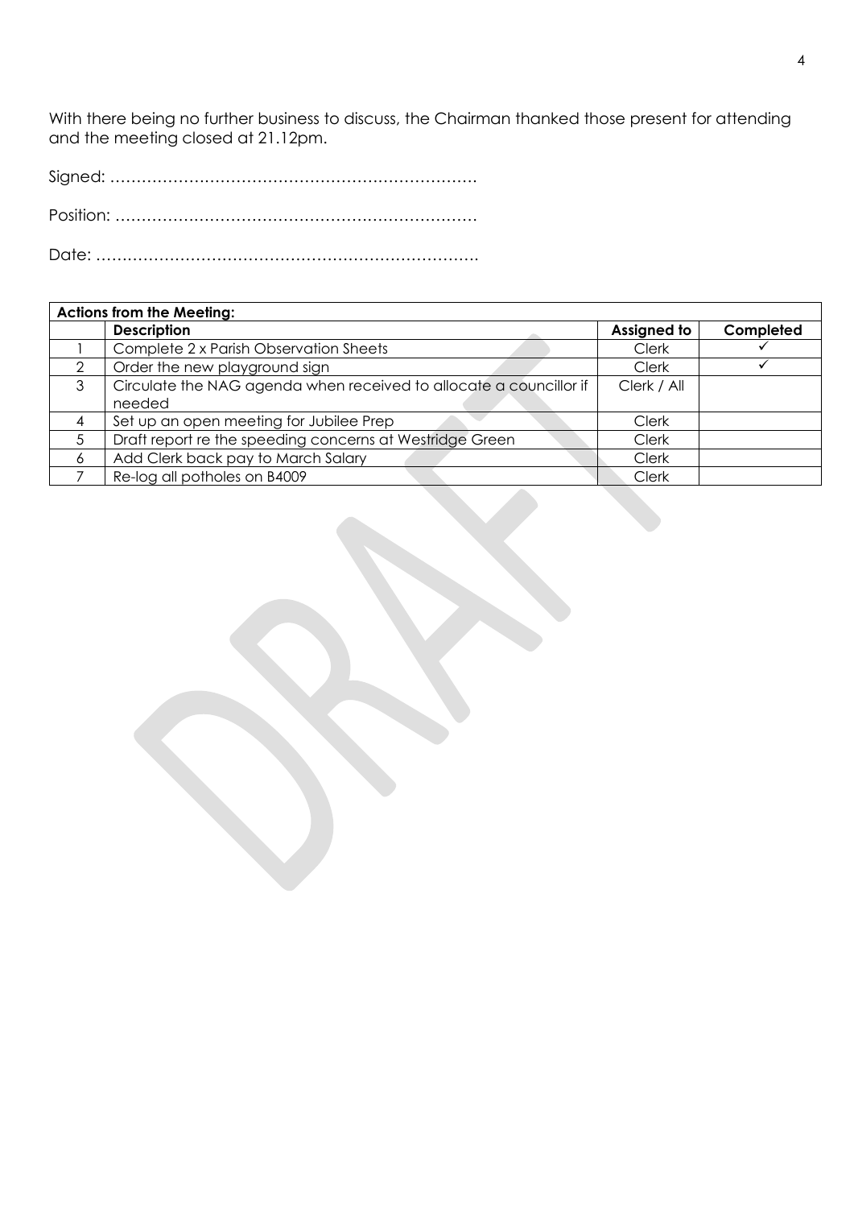With there being no further business to discuss, the Chairman thanked those present for attending and the meeting closed at 21.12pm.

Signed: ……………………………………………………………

Position: ……………………………………………………………

Date: ………………………………………………………………

| Actions from the Meeting: | | | |
|---|---|---|---|
| | **Description** | **Assigned to** | **Completed** |
| 1 | Complete 2 x Parish Observation Sheets | Clerk | ✓ |
| 2 | Order the new playground sign | Clerk | ✓ |
| 3 | Circulate the NAG agenda when received to allocate a councillor if needed | Clerk / All | |
| 4 | Set up an open meeting for Jubilee Prep | Clerk | |
| 5 | Draft report re the speeding concerns at Westridge Green | Clerk | |
| 6 | Add Clerk back pay to March Salary | Clerk | |
| 7 | Re-log all potholes on B4009 | Clerk | |

DRAFT